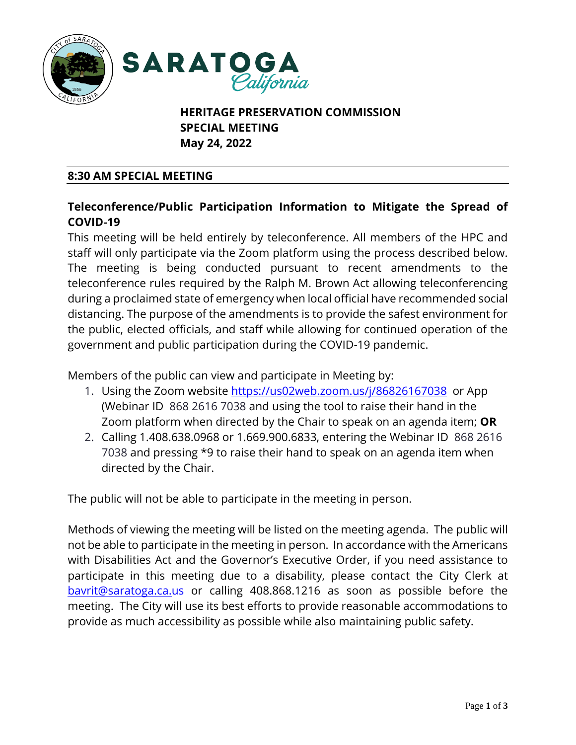**SARATOGA California**

# HERITAGE PRESERVATION COMMISSION SPECIAL MEETING May 24, 2022

## 8:30 AM SPECIAL MEETING

### Teleconference/Public Participation Information to Mitigate the Spread of COVID-19

This meeting will be held entirely by teleconference. All members of the HPC and staff will only participate via the Zoom platform using the process described below. The meeting is being conducted pursuant to recent amendments to the teleconference rules required by the Ralph M. Brown Act allowing teleconferencing during a proclaimed state of emergency when local official have recommended social distancing. The purpose of the amendments is to provide the safest environment for the public, elected officials, and staff while allowing for continued operation of the government and public participation during the COVID-19 pandemic.

Members of the public can view and participate in Meeting by:

1. Using the Zoom website https://us02web.zoom.us/j/86826167038 or App (Webinar ID 868 2616 7038 and using the tool to raise their hand in the Zoom platform when directed by the Chair to speak on an agenda item; **OR**
2. Calling 1.408.638.0968 or 1.669.900.6833, entering the Webinar ID 868 2616 7038 and pressing *9 to raise their hand to speak on an agenda item when directed by the Chair.

The public will not be able to participate in the meeting in person.

Methods of viewing the meeting will be listed on the meeting agenda. The public will not be able to participate in the meeting in person. In accordance with the Americans with Disabilities Act and the Governor's Executive Order, if you need assistance to participate in this meeting due to a disability, please contact the City Clerk at bavrit@saratoga.ca.us or calling 408.868.1216 as soon as possible before the meeting. The City will use its best efforts to provide reasonable accommodations to provide as much accessibility as possible while also maintaining public safety.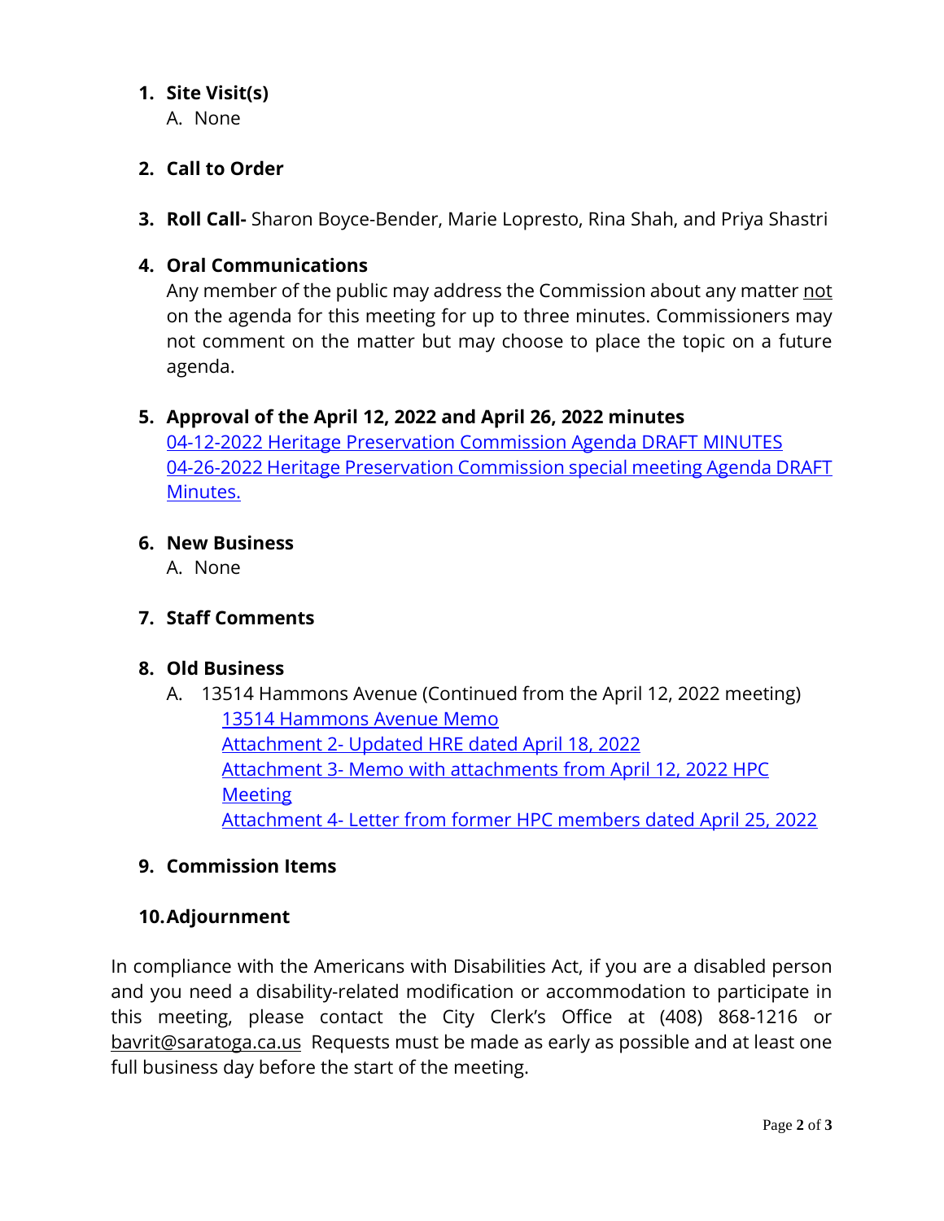1. **Site Visit(s)**
   A. None

2. **Call to Order**

3. **Roll Call-** Sharon Boyce-Bender, Marie Lopresto, Rina Shah, and Priya Shastri

4. **Oral Communications**
   Any member of the public may address the Commission about any matter not on the agenda for this meeting for up to three minutes. Commissioners may not comment on the matter but may choose to place the topic on a future agenda.

5. **Approval of the April 12, 2022 and April 26, 2022 minutes**
   04-12-2022 Heritage Preservation Commission Agenda DRAFT MINUTES
   04-26-2022 Heritage Preservation Commission special meeting Agenda DRAFT Minutes.

6. **New Business**
   A. None

7. **Staff Comments**

8. **Old Business**
   A. 13514 Hammons Avenue (Continued from the April 12, 2022 meeting)
      13514 Hammons Avenue Memo
      Attachment 2- Updated HRE dated April 18, 2022
      Attachment 3- Memo with attachments from April 12, 2022 HPC Meeting
      Attachment 4- Letter from former HPC members dated April 25, 2022

9. **Commission Items**

10. **Adjournment**

In compliance with the Americans with Disabilities Act, if you are a disabled person and you need a disability-related modification or accommodation to participate in this meeting, please contact the City Clerk's Office at (408) 868-1216 or bavrit@saratoga.ca.us Requests must be made as early as possible and at least one full business day before the start of the meeting.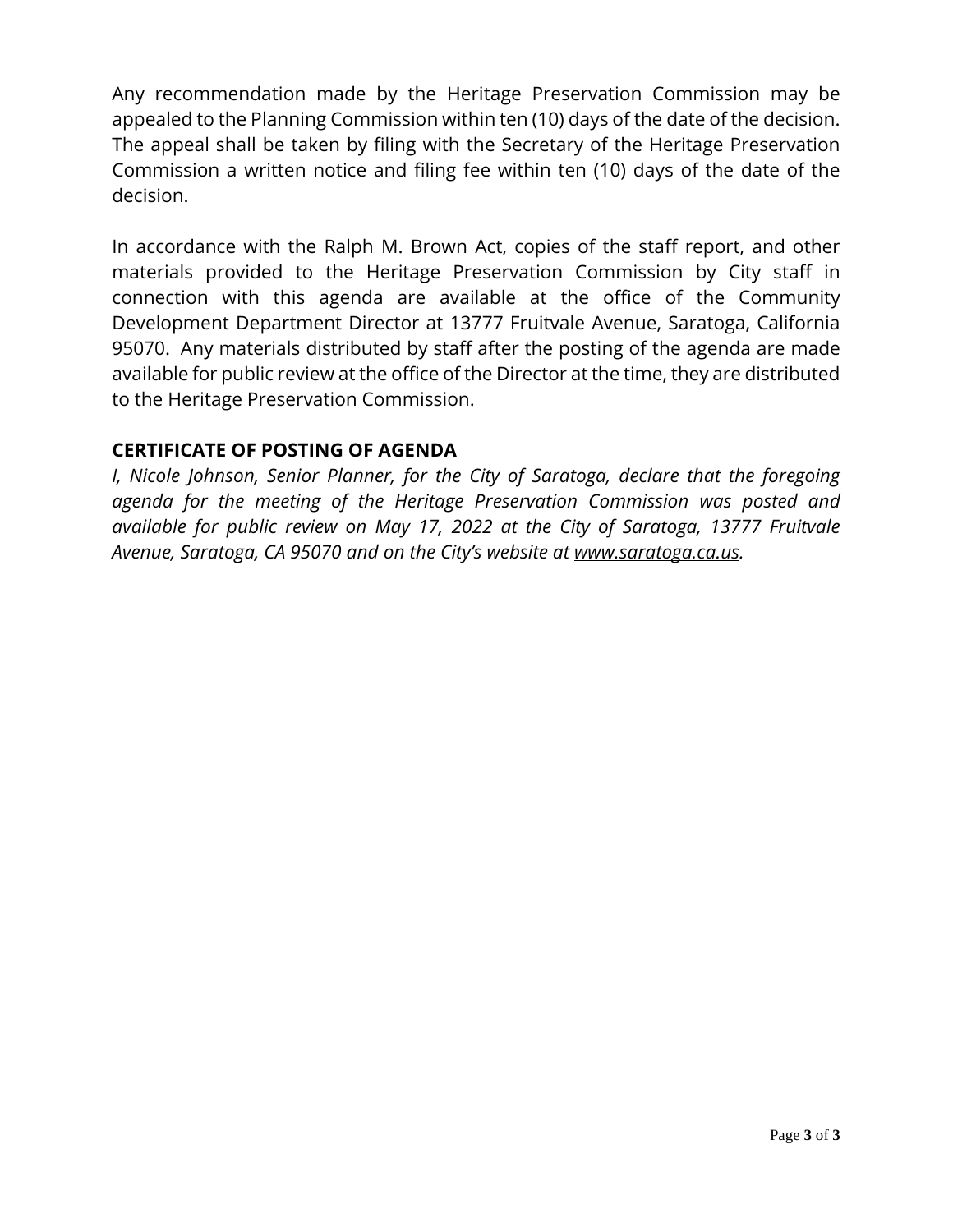Any recommendation made by the Heritage Preservation Commission may be appealed to the Planning Commission within ten (10) days of the date of the decision. The appeal shall be taken by filing with the Secretary of the Heritage Preservation Commission a written notice and filing fee within ten (10) days of the date of the decision.

In accordance with the Ralph M. Brown Act, copies of the staff report, and other materials provided to the Heritage Preservation Commission by City staff in connection with this agenda are available at the office of the Community Development Department Director at 13777 Fruitvale Avenue, Saratoga, California 95070. Any materials distributed by staff after the posting of the agenda are made available for public review at the office of the Director at the time, they are distributed to the Heritage Preservation Commission.

**CERTIFICATE OF POSTING OF AGENDA**

*I, Nicole Johnson, Senior Planner, for the City of Saratoga, declare that the foregoing agenda for the meeting of the Heritage Preservation Commission was posted and available for public review on May 17, 2022 at the City of Saratoga, 13777 Fruitvale Avenue, Saratoga, CA 95070 and on the City's website at www.saratoga.ca.us.*